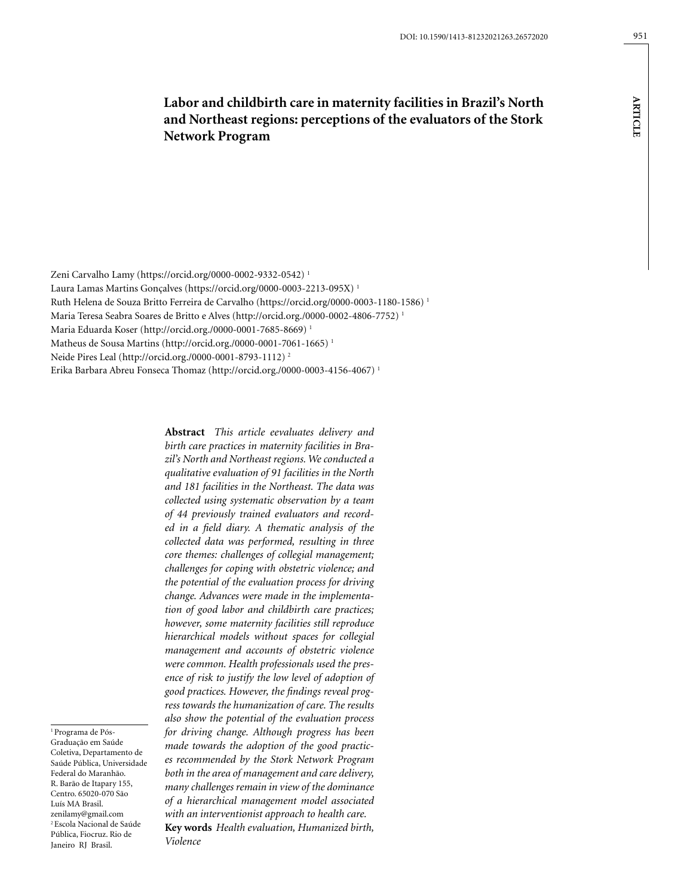# Labor and childbirth care in maternity facilities in Brazil's North and Northeast regions: perceptions of the evaluators of the Stork Network Program

Zeni Carvalho Lamy (https://orcid.org/0000-0002-9332-0542) [1]
Laura Lamas Martins Gonçalves (https://orcid.org/0000-0003-2213-095X) [1]
Ruth Helena de Souza Britto Ferreira de Carvalho (https://orcid.org/0000-0003-1180-1586) [1]
Maria Teresa Seabra Soares de Britto e Alves (http://orcid.org./0000-0002-4806-7752) [1]
Maria Eduarda Koser (http://orcid.org./0000-0001-7685-8669) [1]
Matheus de Sousa Martins (http://orcid.org./0000-0001-7061-1665) [1]
Neide Pires Leal (http://orcid.org./0000-0001-8793-1112) [2]
Erika Barbara Abreu Fonseca Thomaz (http://orcid.org./0000-0003-4156-4067) [1]

**Abstract** *This article eevaluates delivery and birth care practices in maternity facilities in Brazil's North and Northeast regions. We conducted a qualitative evaluation of 91 facilities in the North and 181 facilities in the Northeast. The data was collected using systematic observation by a team of 44 previously trained evaluators and recorded in a field diary. A thematic analysis of the collected data was performed, resulting in three core themes: challenges of collegial management; challenges for coping with obstetric violence; and the potential of the evaluation process for driving change. Advances were made in the implementation of good labor and childbirth care practices; however, some maternity facilities still reproduce hierarchical models without spaces for collegial management and accounts of obstetric violence were common. Health professionals used the presence of risk to justify the low level of adoption of good practices. However, the findings reveal progress towards the humanization of care. The results also show the potential of the evaluation process for driving change. Although progress has been made towards the adoption of the good practices recommended by the Stork Network Program both in the area of management and care delivery, many challenges remain in view of the dominance of a hierarchical management model associated with an interventionist approach to health care.*

**Key words** *Health evaluation, Humanized birth, Violence*

[1] Programa de Pós-Graduação em Saúde Coletiva, Departamento de Saúde Pública, Universidade Federal do Maranhão. R. Barão de Itapary 155, Centro. 65020-070 São Luís MA Brasil. zenilamy@gmail.com
[2] Escola Nacional de Saúde Pública, Fiocruz. Rio de Janeiro RJ Brasil.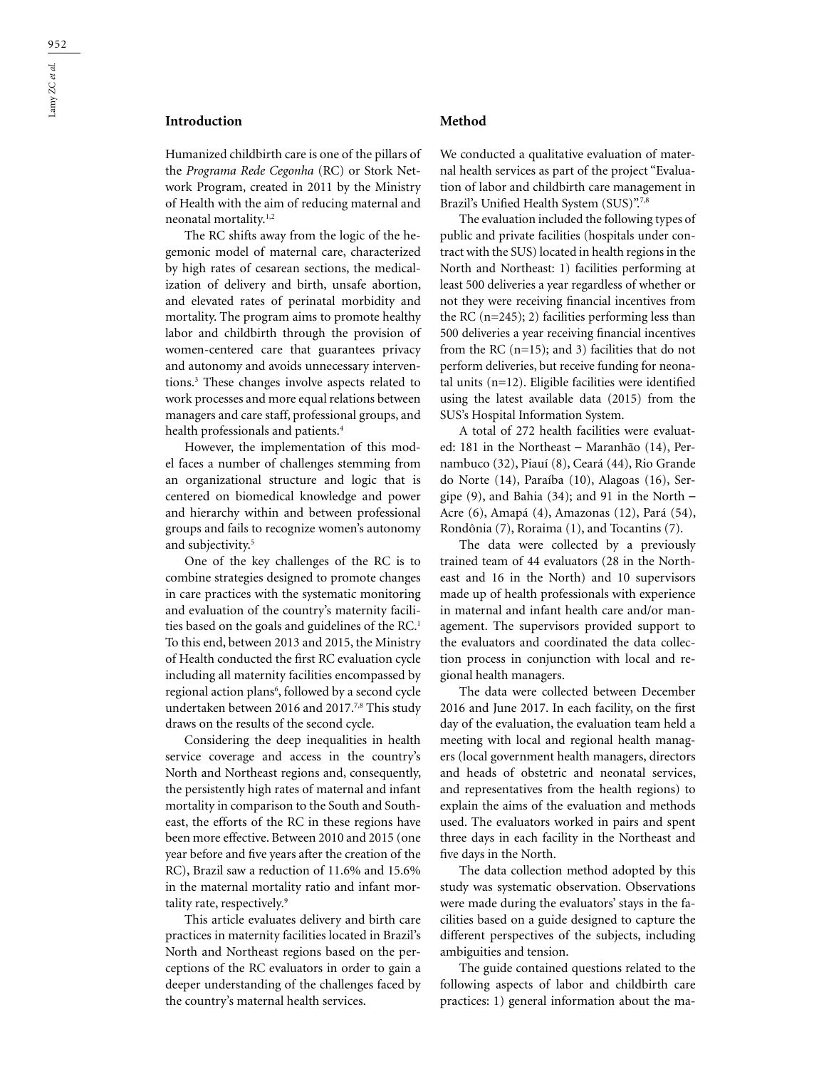## Introduction

Humanized childbirth care is one of the pillars of the *Programa Rede Cegonha* (RC) or Stork Network Program, created in 2011 by the Ministry of Health with the aim of reducing maternal and neonatal mortality.[1,2]

The RC shifts away from the logic of the hegemonic model of maternal care, characterized by high rates of cesarean sections, the medicalization of delivery and birth, unsafe abortion, and elevated rates of perinatal morbidity and mortality. The program aims to promote healthy labor and childbirth through the provision of women-centered care that guarantees privacy and autonomy and avoids unnecessary interventions.[3] These changes involve aspects related to work processes and more equal relations between managers and care staff, professional groups, and health professionals and patients.[4]

However, the implementation of this model faces a number of challenges stemming from an organizational structure and logic that is centered on biomedical knowledge and power and hierarchy within and between professional groups and fails to recognize women's autonomy and subjectivity.[5]

One of the key challenges of the RC is to combine strategies designed to promote changes in care practices with the systematic monitoring and evaluation of the country's maternity facilities based on the goals and guidelines of the RC.[1] To this end, between 2013 and 2015, the Ministry of Health conducted the first RC evaluation cycle including all maternity facilities encompassed by regional action plans[6], followed by a second cycle undertaken between 2016 and 2017.[7,8] This study draws on the results of the second cycle.

Considering the deep inequalities in health service coverage and access in the country's North and Northeast regions and, consequently, the persistently high rates of maternal and infant mortality in comparison to the South and Southeast, the efforts of the RC in these regions have been more effective. Between 2010 and 2015 (one year before and five years after the creation of the RC), Brazil saw a reduction of 11.6% and 15.6% in the maternal mortality ratio and infant mortality rate, respectively.[9]

This article evaluates delivery and birth care practices in maternity facilities located in Brazil's North and Northeast regions based on the perceptions of the RC evaluators in order to gain a deeper understanding of the challenges faced by the country's maternal health services.

## Method

We conducted a qualitative evaluation of maternal health services as part of the project "Evaluation of labor and childbirth care management in Brazil's Unified Health System (SUS)".[7,8]

The evaluation included the following types of public and private facilities (hospitals under contract with the SUS) located in health regions in the North and Northeast: 1) facilities performing at least 500 deliveries a year regardless of whether or not they were receiving financial incentives from the RC (n=245); 2) facilities performing less than 500 deliveries a year receiving financial incentives from the RC (n=15); and 3) facilities that do not perform deliveries, but receive funding for neonatal units (n=12). Eligible facilities were identified using the latest available data (2015) from the SUS's Hospital Information System.

A total of 272 health facilities were evaluated: 181 in the Northeast – Maranhão (14), Pernambuco (32), Piauí (8), Ceará (44), Rio Grande do Norte (14), Paraíba (10), Alagoas (16), Sergipe (9), and Bahia (34); and 91 in the North – Acre (6), Amapá (4), Amazonas (12), Pará (54), Rondônia (7), Roraima (1), and Tocantins (7).

The data were collected by a previously trained team of 44 evaluators (28 in the Northeast and 16 in the North) and 10 supervisors made up of health professionals with experience in maternal and infant health care and/or management. The supervisors provided support to the evaluators and coordinated the data collection process in conjunction with local and regional health managers.

The data were collected between December 2016 and June 2017. In each facility, on the first day of the evaluation, the evaluation team held a meeting with local and regional health managers (local government health managers, directors and heads of obstetric and neonatal services, and representatives from the health regions) to explain the aims of the evaluation and methods used. The evaluators worked in pairs and spent three days in each facility in the Northeast and five days in the North.

The data collection method adopted by this study was systematic observation. Observations were made during the evaluators' stays in the facilities based on a guide designed to capture the different perspectives of the subjects, including ambiguities and tension.

The guide contained questions related to the following aspects of labor and childbirth care practices: 1) general information about the ma-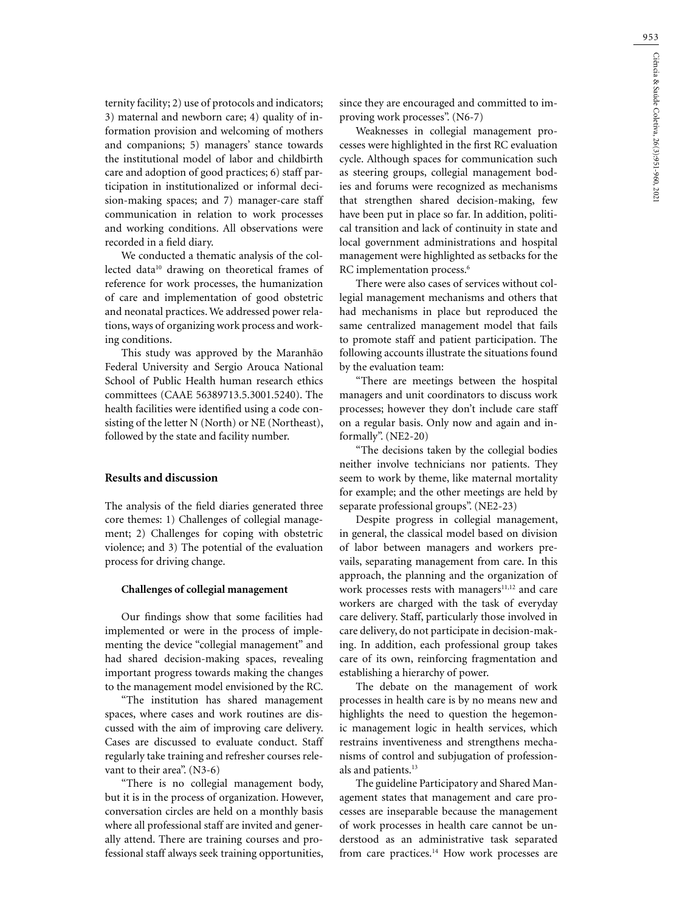ternity facility; 2) use of protocols and indicators; 3) maternal and newborn care; 4) quality of information provision and welcoming of mothers and companions; 5) managers' stance towards the institutional model of labor and childbirth care and adoption of good practices; 6) staff participation in institutionalized or informal decision-making spaces; and 7) manager-care staff communication in relation to work processes and working conditions. All observations were recorded in a field diary.

We conducted a thematic analysis of the collected data[10] drawing on theoretical frames of reference for work processes, the humanization of care and implementation of good obstetric and neonatal practices. We addressed power relations, ways of organizing work process and working conditions.

This study was approved by the Maranhão Federal University and Sergio Arouca National School of Public Health human research ethics committees (CAAE 56389713.5.3001.5240). The health facilities were identified using a code consisting of the letter N (North) or NE (Northeast), followed by the state and facility number.

## Results and discussion

The analysis of the field diaries generated three core themes: 1) Challenges of collegial management; 2) Challenges for coping with obstetric violence; and 3) The potential of the evaluation process for driving change.

### Challenges of collegial management

Our findings show that some facilities had implemented or were in the process of implementing the device "collegial management" and had shared decision-making spaces, revealing important progress towards making the changes to the management model envisioned by the RC.

"The institution has shared management spaces, where cases and work routines are discussed with the aim of improving care delivery. Cases are discussed to evaluate conduct. Staff regularly take training and refresher courses relevant to their area". (N3-6)

"There is no collegial management body, but it is in the process of organization. However, conversation circles are held on a monthly basis where all professional staff are invited and generally attend. There are training courses and professional staff always seek training opportunities, since they are encouraged and committed to improving work processes". (N6-7)

Weaknesses in collegial management processes were highlighted in the first RC evaluation cycle. Although spaces for communication such as steering groups, collegial management bodies and forums were recognized as mechanisms that strengthen shared decision-making, few have been put in place so far. In addition, political transition and lack of continuity in state and local government administrations and hospital management were highlighted as setbacks for the RC implementation process.[6]

There were also cases of services without collegial management mechanisms and others that had mechanisms in place but reproduced the same centralized management model that fails to promote staff and patient participation. The following accounts illustrate the situations found by the evaluation team:

"There are meetings between the hospital managers and unit coordinators to discuss work processes; however they don't include care staff on a regular basis. Only now and again and informally". (NE2-20)

"The decisions taken by the collegial bodies neither involve technicians nor patients. They seem to work by theme, like maternal mortality for example; and the other meetings are held by separate professional groups". (NE2-23)

Despite progress in collegial management, in general, the classical model based on division of labor between managers and workers prevails, separating management from care. In this approach, the planning and the organization of work processes rests with managers[11,12] and care workers are charged with the task of everyday care delivery. Staff, particularly those involved in care delivery, do not participate in decision-making. In addition, each professional group takes care of its own, reinforcing fragmentation and establishing a hierarchy of power.

The debate on the management of work processes in health care is by no means new and highlights the need to question the hegemonic management logic in health services, which restrains inventiveness and strengthens mechanisms of control and subjugation of professionals and patients.[13]

The guideline Participatory and Shared Management states that management and care processes are inseparable because the management of work processes in health care cannot be understood as an administrative task separated from care practices.[14] How work processes are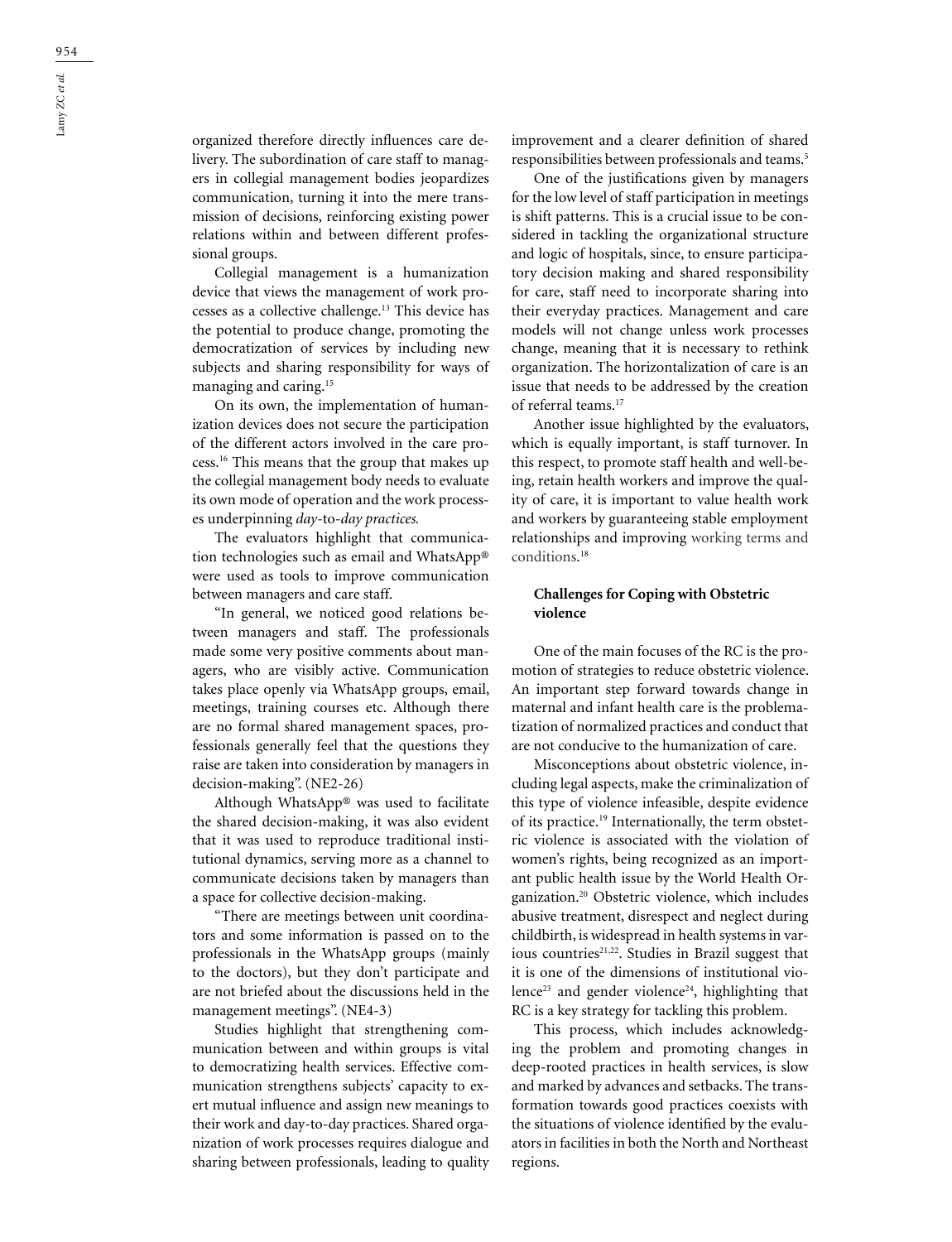organized therefore directly influences care delivery. The subordination of care staff to managers in collegial management bodies jeopardizes communication, turning it into the mere transmission of decisions, reinforcing existing power relations within and between different professional groups.

Collegial management is a humanization device that views the management of work processes as a collective challenge.[13] This device has the potential to produce change, promoting the democratization of services by including new subjects and sharing responsibility for ways of managing and caring.[15]

On its own, the implementation of humanization devices does not secure the participation of the different actors involved in the care process.[16] This means that the group that makes up the collegial management body needs to evaluate its own mode of operation and the work processes underpinning *day*-to-*day practices.*

The evaluators highlight that communication technologies such as email and WhatsApp® were used as tools to improve communication between managers and care staff.

"In general, we noticed good relations between managers and staff. The professionals made some very positive comments about managers, who are visibly active. Communication takes place openly via WhatsApp groups, email, meetings, training courses etc. Although there are no formal shared management spaces, professionals generally feel that the questions they raise are taken into consideration by managers in decision-making". (NE2-26)

Although WhatsApp® was used to facilitate the shared decision-making, it was also evident that it was used to reproduce traditional institutional dynamics, serving more as a channel to communicate decisions taken by managers than a space for collective decision-making.

"There are meetings between unit coordinators and some information is passed on to the professionals in the WhatsApp groups (mainly to the doctors), but they don't participate and are not briefed about the discussions held in the management meetings". (NE4-3)

Studies highlight that strengthening communication between and within groups is vital to democratizing health services. Effective communication strengthens subjects' capacity to exert mutual influence and assign new meanings to their work and day-to-day practices. Shared organization of work processes requires dialogue and sharing between professionals, leading to quality improvement and a clearer definition of shared responsibilities between professionals and teams.[5]

One of the justifications given by managers for the low level of staff participation in meetings is shift patterns. This is a crucial issue to be considered in tackling the organizational structure and logic of hospitals, since, to ensure participatory decision making and shared responsibility for care, staff need to incorporate sharing into their everyday practices. Management and care models will not change unless work processes change, meaning that it is necessary to rethink organization. The horizontalization of care is an issue that needs to be addressed by the creation of referral teams.[17]

Another issue highlighted by the evaluators, which is equally important, is staff turnover. In this respect, to promote staff health and well-being, retain health workers and improve the quality of care, it is important to value health work and workers by guaranteeing stable employment relationships and improving working terms and conditions.[18]

### Challenges for Coping with Obstetric violence

One of the main focuses of the RC is the promotion of strategies to reduce obstetric violence. An important step forward towards change in maternal and infant health care is the problematization of normalized practices and conduct that are not conducive to the humanization of care.

Misconceptions about obstetric violence, including legal aspects, make the criminalization of this type of violence infeasible, despite evidence of its practice.[19] Internationally, the term obstetric violence is associated with the violation of women's rights, being recognized as an important public health issue by the World Health Organization.[20] Obstetric violence, which includes abusive treatment, disrespect and neglect during childbirth, is widespread in health systems in various countries[21,22]. Studies in Brazil suggest that it is one of the dimensions of institutional violence[23] and gender violence[24], highlighting that RC is a key strategy for tackling this problem.

This process, which includes acknowledging the problem and promoting changes in deep-rooted practices in health services, is slow and marked by advances and setbacks. The transformation towards good practices coexists with the situations of violence identified by the evaluators in facilities in both the North and Northeast regions.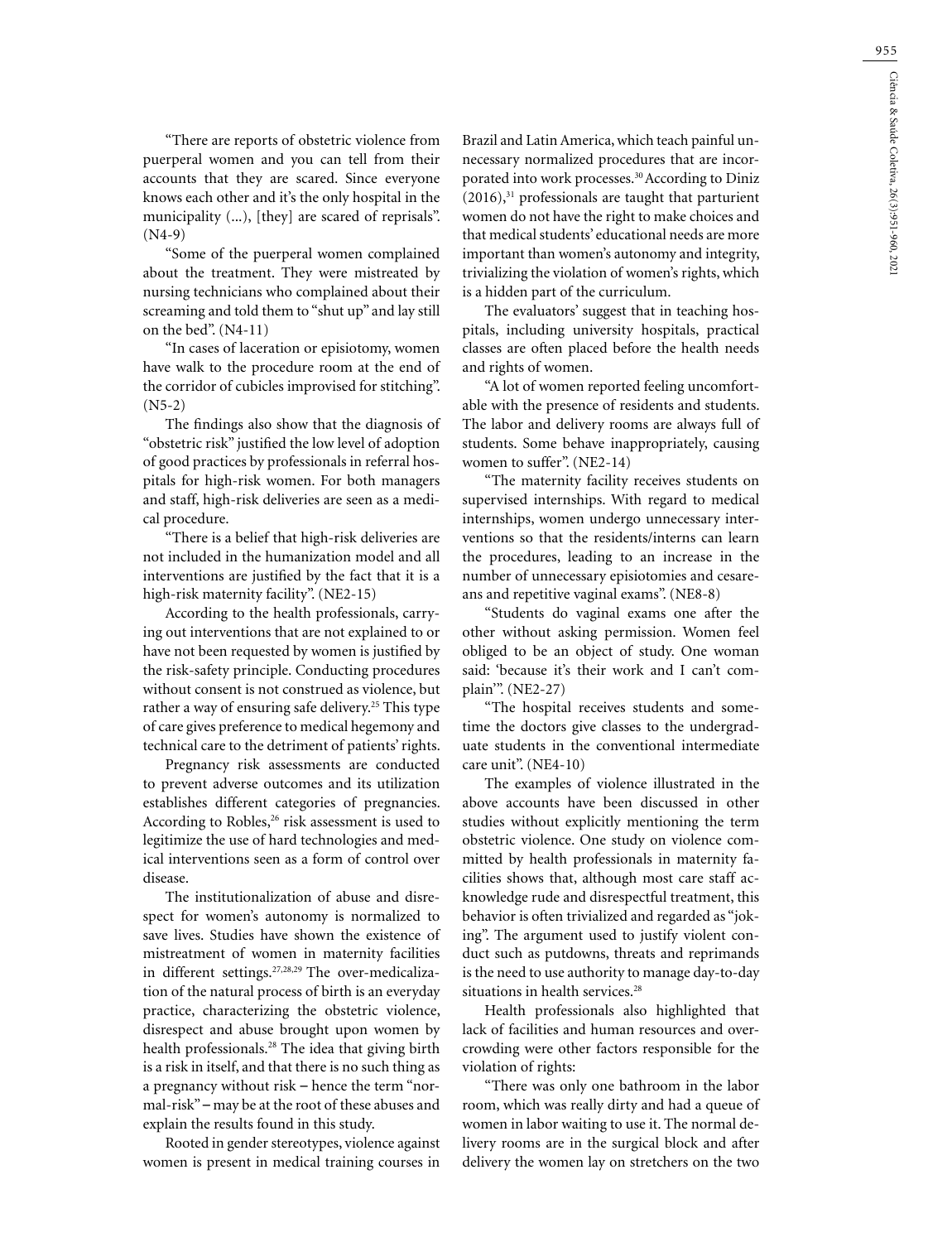"There are reports of obstetric violence from puerperal women and you can tell from their accounts that they are scared. Since everyone knows each other and it's the only hospital in the municipality (...), [they] are scared of reprisals". (N4-9)

"Some of the puerperal women complained about the treatment. They were mistreated by nursing technicians who complained about their screaming and told them to "shut up" and lay still on the bed". (N4-11)

"In cases of laceration or episiotomy, women have walk to the procedure room at the end of the corridor of cubicles improvised for stitching". (N5-2)

The findings also show that the diagnosis of "obstetric risk" justified the low level of adoption of good practices by professionals in referral hospitals for high-risk women. For both managers and staff, high-risk deliveries are seen as a medical procedure.

"There is a belief that high-risk deliveries are not included in the humanization model and all interventions are justified by the fact that it is a high-risk maternity facility". (NE2-15)

According to the health professionals, carrying out interventions that are not explained to or have not been requested by women is justified by the risk-safety principle. Conducting procedures without consent is not construed as violence, but rather a way of ensuring safe delivery.[25] This type of care gives preference to medical hegemony and technical care to the detriment of patients' rights.

Pregnancy risk assessments are conducted to prevent adverse outcomes and its utilization establishes different categories of pregnancies. According to Robles,[26] risk assessment is used to legitimize the use of hard technologies and medical interventions seen as a form of control over disease.

The institutionalization of abuse and disrespect for women's autonomy is normalized to save lives. Studies have shown the existence of mistreatment of women in maternity facilities in different settings.[27,28,29] The over-medicalization of the natural process of birth is an everyday practice, characterizing the obstetric violence, disrespect and abuse brought upon women by health professionals.[28] The idea that giving birth is a risk in itself, and that there is no such thing as a pregnancy without risk – hence the term "normal-risk" – may be at the root of these abuses and explain the results found in this study.

Rooted in gender stereotypes, violence against women is present in medical training courses in Brazil and Latin America, which teach painful unnecessary normalized procedures that are incorporated into work processes.[30] According to Diniz (2016),[31] professionals are taught that parturient women do not have the right to make choices and that medical students' educational needs are more important than women's autonomy and integrity, trivializing the violation of women's rights, which is a hidden part of the curriculum.

The evaluators' suggest that in teaching hospitals, including university hospitals, practical classes are often placed before the health needs and rights of women.

"A lot of women reported feeling uncomfortable with the presence of residents and students. The labor and delivery rooms are always full of students. Some behave inappropriately, causing women to suffer". (NE2-14)

"The maternity facility receives students on supervised internships. With regard to medical internships, women undergo unnecessary interventions so that the residents/interns can learn the procedures, leading to an increase in the number of unnecessary episiotomies and cesareans and repetitive vaginal exams". (NE8-8)

"Students do vaginal exams one after the other without asking permission. Women feel obliged to be an object of study. One woman said: 'because it's their work and I can't complain'". (NE2-27)

"The hospital receives students and sometime the doctors give classes to the undergraduate students in the conventional intermediate care unit". (NE4-10)

The examples of violence illustrated in the above accounts have been discussed in other studies without explicitly mentioning the term obstetric violence. One study on violence committed by health professionals in maternity facilities shows that, although most care staff acknowledge rude and disrespectful treatment, this behavior is often trivialized and regarded as "joking". The argument used to justify violent conduct such as putdowns, threats and reprimands is the need to use authority to manage day-to-day situations in health services.[28]

Health professionals also highlighted that lack of facilities and human resources and overcrowding were other factors responsible for the violation of rights:

"There was only one bathroom in the labor room, which was really dirty and had a queue of women in labor waiting to use it. The normal delivery rooms are in the surgical block and after delivery the women lay on stretchers on the two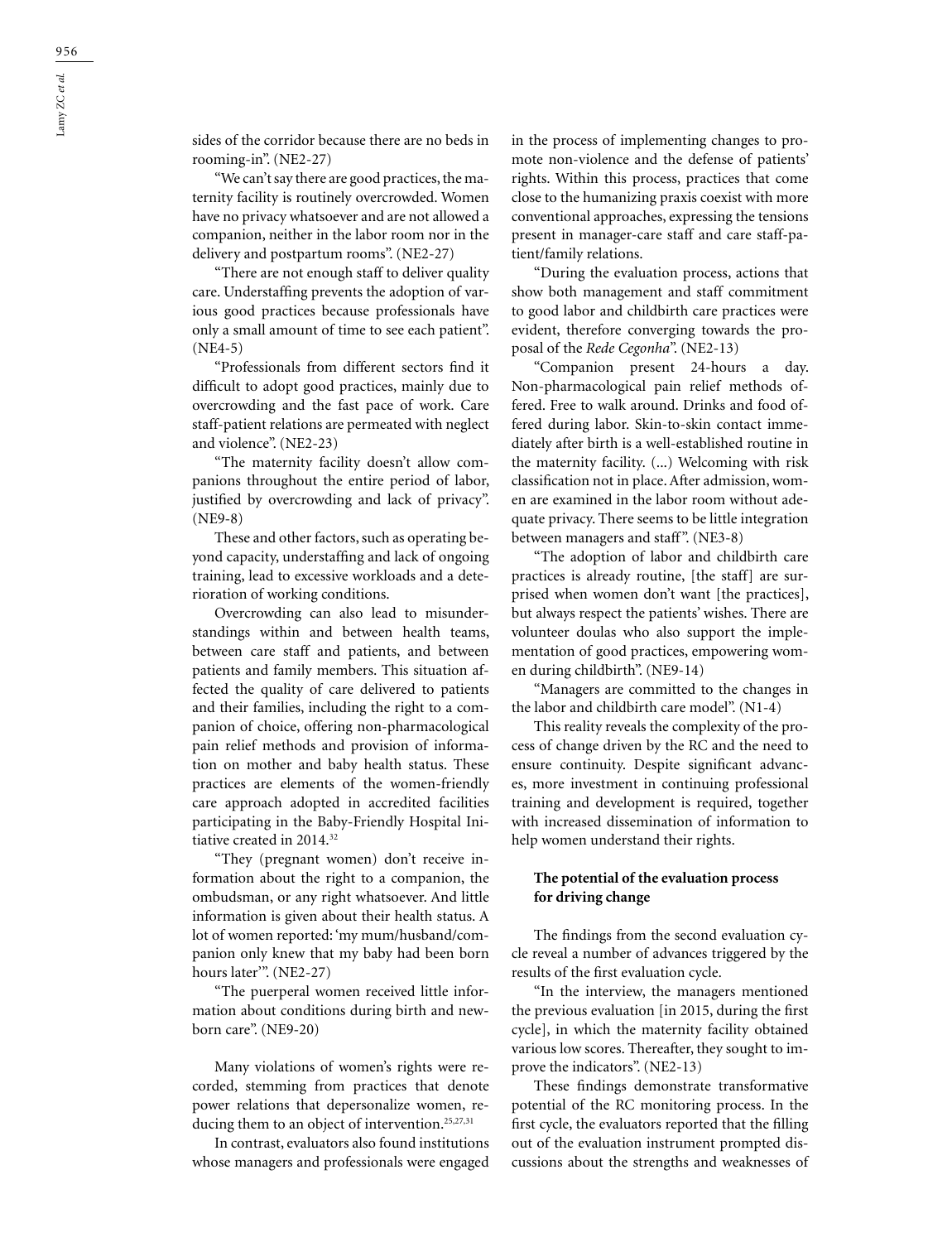sides of the corridor because there are no beds in rooming-in". (NE2-27)

"We can't say there are good practices, the maternity facility is routinely overcrowded. Women have no privacy whatsoever and are not allowed a companion, neither in the labor room nor in the delivery and postpartum rooms". (NE2-27)

"There are not enough staff to deliver quality care. Understaffing prevents the adoption of various good practices because professionals have only a small amount of time to see each patient". (NE4-5)

"Professionals from different sectors find it difficult to adopt good practices, mainly due to overcrowding and the fast pace of work. Care staff-patient relations are permeated with neglect and violence". (NE2-23)

"The maternity facility doesn't allow companions throughout the entire period of labor, justified by overcrowding and lack of privacy". (NE9-8)

These and other factors, such as operating beyond capacity, understaffing and lack of ongoing training, lead to excessive workloads and a deterioration of working conditions.

Overcrowding can also lead to misunderstandings within and between health teams, between care staff and patients, and between patients and family members. This situation affected the quality of care delivered to patients and their families, including the right to a companion of choice, offering non-pharmacological pain relief methods and provision of information on mother and baby health status. These practices are elements of the women-friendly care approach adopted in accredited facilities participating in the Baby-Friendly Hospital Initiative created in 2014.[32]

"They (pregnant women) don't receive information about the right to a companion, the ombudsman, or any right whatsoever. And little information is given about their health status. A lot of women reported: 'my mum/husband/companion only knew that my baby had been born hours later'". (NE2-27)

"The puerperal women received little information about conditions during birth and newborn care". (NE9-20)

Many violations of women's rights were recorded, stemming from practices that denote power relations that depersonalize women, reducing them to an object of intervention.[25,27,31]

In contrast, evaluators also found institutions whose managers and professionals were engaged in the process of implementing changes to promote non-violence and the defense of patients' rights. Within this process, practices that come close to the humanizing praxis coexist with more conventional approaches, expressing the tensions present in manager-care staff and care staff-patient/family relations.

"During the evaluation process, actions that show both management and staff commitment to good labor and childbirth care practices were evident, therefore converging towards the proposal of the *Rede Cegonha*". (NE2-13)

"Companion present 24-hours a day. Non-pharmacological pain relief methods offered. Free to walk around. Drinks and food offered during labor. Skin-to-skin contact immediately after birth is a well-established routine in the maternity facility. (...) Welcoming with risk classification not in place. After admission, women are examined in the labor room without adequate privacy. There seems to be little integration between managers and staff". (NE3-8)

"The adoption of labor and childbirth care practices is already routine, [the staff] are surprised when women don't want [the practices], but always respect the patients' wishes. There are volunteer doulas who also support the implementation of good practices, empowering women during childbirth". (NE9-14)

"Managers are committed to the changes in the labor and childbirth care model". (N1-4)

This reality reveals the complexity of the process of change driven by the RC and the need to ensure continuity. Despite significant advances, more investment in continuing professional training and development is required, together with increased dissemination of information to help women understand their rights.

### The potential of the evaluation process for driving change

The findings from the second evaluation cycle reveal a number of advances triggered by the results of the first evaluation cycle.

"In the interview, the managers mentioned the previous evaluation [in 2015, during the first cycle], in which the maternity facility obtained various low scores. Thereafter, they sought to improve the indicators". (NE2-13)

These findings demonstrate transformative potential of the RC monitoring process. In the first cycle, the evaluators reported that the filling out of the evaluation instrument prompted discussions about the strengths and weaknesses of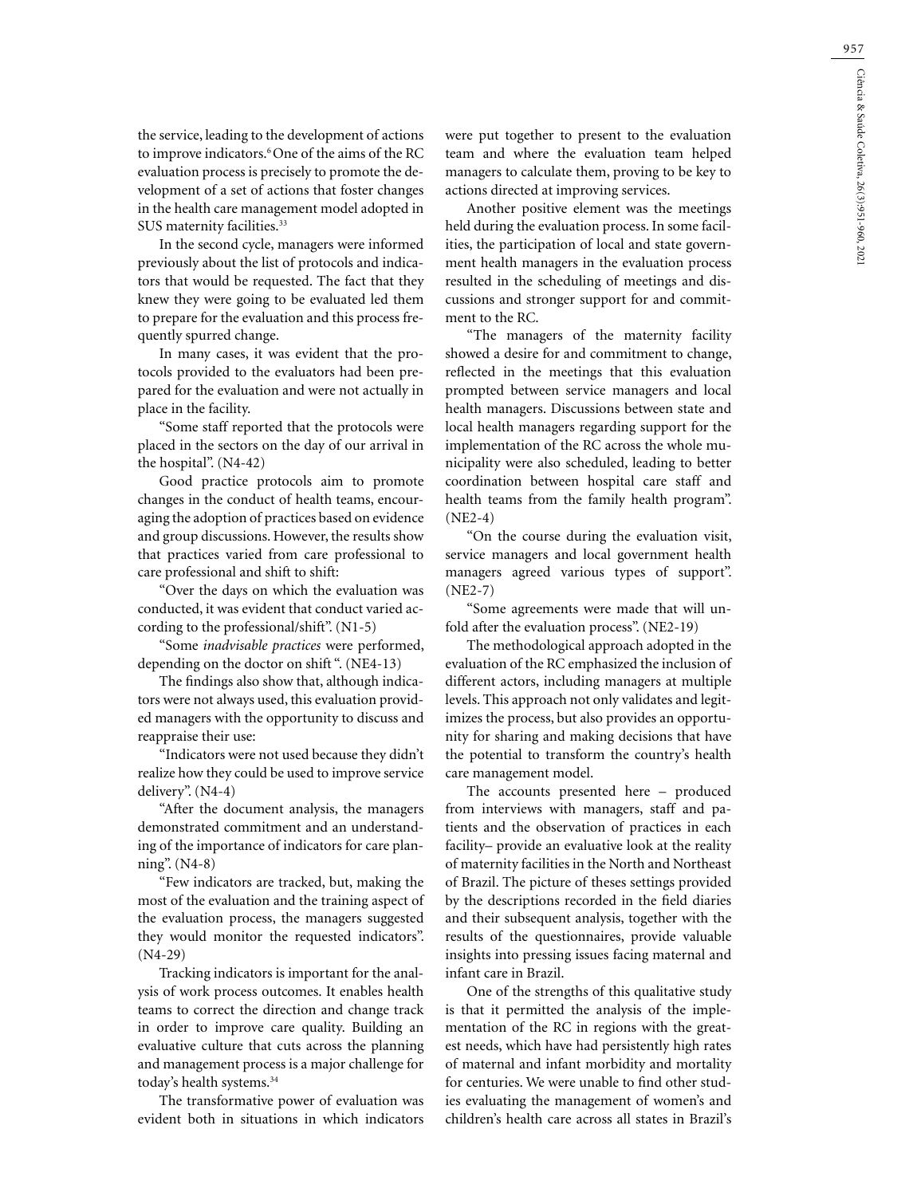the service, leading to the development of actions to improve indicators.[6] One of the aims of the RC evaluation process is precisely to promote the development of a set of actions that foster changes in the health care management model adopted in SUS maternity facilities.[33]

In the second cycle, managers were informed previously about the list of protocols and indicators that would be requested. The fact that they knew they were going to be evaluated led them to prepare for the evaluation and this process frequently spurred change.

In many cases, it was evident that the protocols provided to the evaluators had been prepared for the evaluation and were not actually in place in the facility.

"Some staff reported that the protocols were placed in the sectors on the day of our arrival in the hospital". (N4-42)

Good practice protocols aim to promote changes in the conduct of health teams, encouraging the adoption of practices based on evidence and group discussions. However, the results show that practices varied from care professional to care professional and shift to shift:

"Over the days on which the evaluation was conducted, it was evident that conduct varied according to the professional/shift". (N1-5)

"Some *inadvisable practices* were performed, depending on the doctor on shift ". (NE4-13)

The findings also show that, although indicators were not always used, this evaluation provided managers with the opportunity to discuss and reappraise their use:

"Indicators were not used because they didn't realize how they could be used to improve service delivery". (N4-4)

"After the document analysis, the managers demonstrated commitment and an understanding of the importance of indicators for care planning". (N4-8)

"Few indicators are tracked, but, making the most of the evaluation and the training aspect of the evaluation process, the managers suggested they would monitor the requested indicators". (N4-29)

Tracking indicators is important for the analysis of work process outcomes. It enables health teams to correct the direction and change track in order to improve care quality. Building an evaluative culture that cuts across the planning and management process is a major challenge for today's health systems.[34]

The transformative power of evaluation was evident both in situations in which indicators were put together to present to the evaluation team and where the evaluation team helped managers to calculate them, proving to be key to actions directed at improving services.

Another positive element was the meetings held during the evaluation process. In some facilities, the participation of local and state government health managers in the evaluation process resulted in the scheduling of meetings and discussions and stronger support for and commitment to the RC.

"The managers of the maternity facility showed a desire for and commitment to change, reflected in the meetings that this evaluation prompted between service managers and local health managers. Discussions between state and local health managers regarding support for the implementation of the RC across the whole municipality were also scheduled, leading to better coordination between hospital care staff and health teams from the family health program". (NE2-4)

"On the course during the evaluation visit, service managers and local government health managers agreed various types of support". (NE2-7)

"Some agreements were made that will unfold after the evaluation process". (NE2-19)

The methodological approach adopted in the evaluation of the RC emphasized the inclusion of different actors, including managers at multiple levels. This approach not only validates and legitimizes the process, but also provides an opportunity for sharing and making decisions that have the potential to transform the country's health care management model.

The accounts presented here – produced from interviews with managers, staff and patients and the observation of practices in each facility– provide an evaluative look at the reality of maternity facilities in the North and Northeast of Brazil. The picture of theses settings provided by the descriptions recorded in the field diaries and their subsequent analysis, together with the results of the questionnaires, provide valuable insights into pressing issues facing maternal and infant care in Brazil.

One of the strengths of this qualitative study is that it permitted the analysis of the implementation of the RC in regions with the greatest needs, which have had persistently high rates of maternal and infant morbidity and mortality for centuries. We were unable to find other studies evaluating the management of women's and children's health care across all states in Brazil's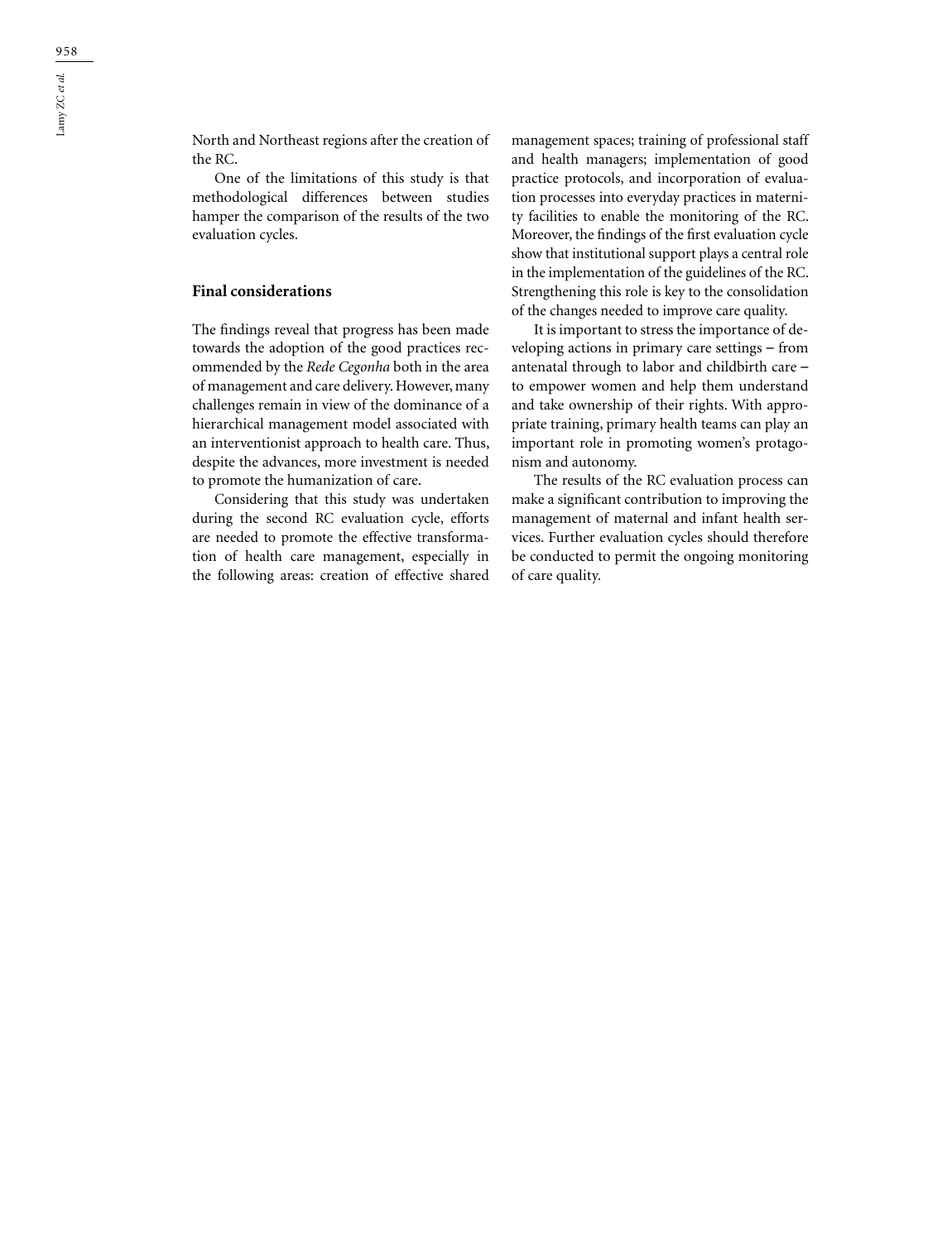North and Northeast regions after the creation of the RC.

One of the limitations of this study is that methodological differences between studies hamper the comparison of the results of the two evaluation cycles.

## Final considerations

The findings reveal that progress has been made towards the adoption of the good practices recommended by the *Rede Cegonha* both in the area of management and care delivery. However, many challenges remain in view of the dominance of a hierarchical management model associated with an interventionist approach to health care. Thus, despite the advances, more investment is needed to promote the humanization of care.

Considering that this study was undertaken during the second RC evaluation cycle, efforts are needed to promote the effective transformation of health care management, especially in the following areas: creation of effective shared management spaces; training of professional staff and health managers; implementation of good practice protocols, and incorporation of evaluation processes into everyday practices in maternity facilities to enable the monitoring of the RC. Moreover, the findings of the first evaluation cycle show that institutional support plays a central role in the implementation of the guidelines of the RC. Strengthening this role is key to the consolidation of the changes needed to improve care quality.

It is important to stress the importance of developing actions in primary care settings – from antenatal through to labor and childbirth care – to empower women and help them understand and take ownership of their rights. With appropriate training, primary health teams can play an important role in promoting women's protagonism and autonomy.

The results of the RC evaluation process can make a significant contribution to improving the management of maternal and infant health services. Further evaluation cycles should therefore be conducted to permit the ongoing monitoring of care quality.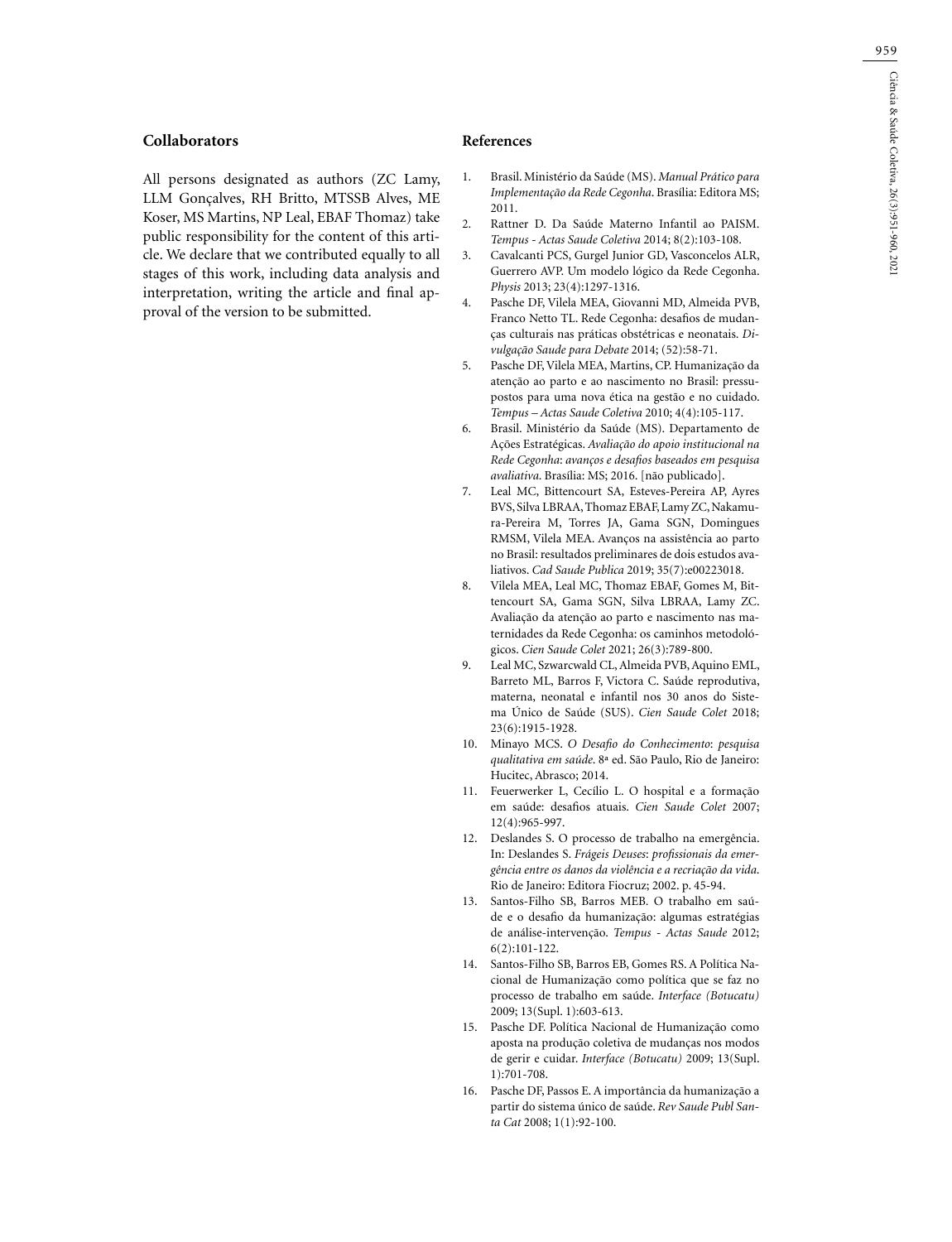## Collaborators

All persons designated as authors (ZC Lamy, LLM Gonçalves, RH Britto, MTSSB Alves, ME Koser, MS Martins, NP Leal, EBAF Thomaz) take public responsibility for the content of this article. We declare that we contributed equally to all stages of this work, including data analysis and interpretation, writing the article and final approval of the version to be submitted.

## References

1. Brasil. Ministério da Saúde (MS). *Manual Prático para Implementação da Rede Cegonha*. Brasília: Editora MS; 2011.
2. Rattner D. Da Saúde Materno Infantil ao PAISM. *Tempus - Actas Saude Coletiva* 2014; 8(2):103-108.
3. Cavalcanti PCS, Gurgel Junior GD, Vasconcelos ALR, Guerrero AVP. Um modelo lógico da Rede Cegonha. *Physis* 2013; 23(4):1297-1316.
4. Pasche DF, Vilela MEA, Giovanni MD, Almeida PVB, Franco Netto TL. Rede Cegonha: desafios de mudanças culturais nas práticas obstétricas e neonatais. *Divulgação Saude para Debate* 2014; (52):58-71.
5. Pasche DF, Vilela MEA, Martins, CP. Humanização da atenção ao parto e ao nascimento no Brasil: pressupostos para uma nova ética na gestão e no cuidado. *Tempus – Actas Saude Coletiva* 2010; 4(4):105-117.
6. Brasil. Ministério da Saúde (MS). Departamento de Ações Estratégicas. *Avaliação do apoio institucional na Rede Cegonha*: *avanços e desafios baseados em pesquisa avaliativa*. Brasília: MS; 2016. [não publicado].
7. Leal MC, Bittencourt SA, Esteves-Pereira AP, Ayres BVS, Silva LBRAA, Thomaz EBAF, Lamy ZC, Nakamura-Pereira M, Torres JA, Gama SGN, Domingues RMSM, Vilela MEA. Avanços na assistência ao parto no Brasil: resultados preliminares de dois estudos avaliativos. *Cad Saude Publica* 2019; 35(7):e00223018.
8. Vilela MEA, Leal MC, Thomaz EBAF, Gomes M, Bittencourt SA, Gama SGN, Silva LBRAA, Lamy ZC. Avaliação da atenção ao parto e nascimento nas maternidades da Rede Cegonha: os caminhos metodológicos. *Cien Saude Colet* 2021; 26(3):789-800.
9. Leal MC, Szwarcwald CL, Almeida PVB, Aquino EML, Barreto ML, Barros F, Victora C. Saúde reprodutiva, materna, neonatal e infantil nos 30 anos do Sistema Único de Saúde (SUS). *Cien Saude Colet* 2018; 23(6):1915-1928.
10. Minayo MCS. *O Desafio do Conhecimento*: *pesquisa qualitativa em saúde*. 8ª ed. São Paulo, Rio de Janeiro: Hucitec, Abrasco; 2014.
11. Feuerwerker L, Cecílio L. O hospital e a formação em saúde: desafios atuais. *Cien Saude Colet* 2007; 12(4):965-997.
12. Deslandes S. O processo de trabalho na emergência. In: Deslandes S. *Frágeis Deuses*: *profissionais da emergência entre os danos da violência e a recriação da vida*. Rio de Janeiro: Editora Fiocruz; 2002. p. 45-94.
13. Santos-Filho SB, Barros MEB. O trabalho em saúde e o desafio da humanização: algumas estratégias de análise-intervenção. *Tempus - Actas Saude* 2012; 6(2):101-122.
14. Santos-Filho SB, Barros EB, Gomes RS. A Política Nacional de Humanização como política que se faz no processo de trabalho em saúde. *Interface (Botucatu)* 2009; 13(Supl. 1):603-613.
15. Pasche DF. Política Nacional de Humanização como aposta na produção coletiva de mudanças nos modos de gerir e cuidar. *Interface (Botucatu)* 2009; 13(Supl. 1):701-708.
16. Pasche DF, Passos E. A importância da humanização a partir do sistema único de saúde. *Rev Saude Publ Santa Cat* 2008; 1(1):92-100.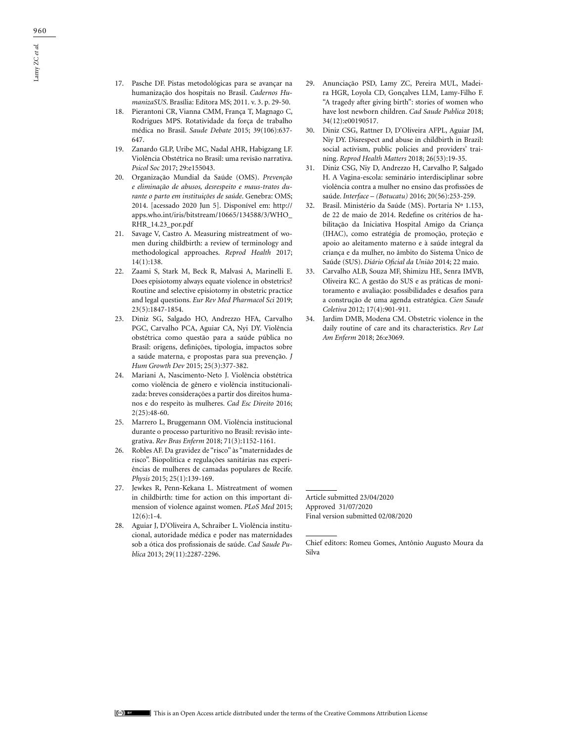17. Pasche DF. Pistas metodológicas para se avançar na humanização dos hospitais no Brasil. *Cadernos HumanizaSUS*. Brasília: Editora MS; 2011. v. 3. p. 29-50.
18. Pierantoni CR, Vianna CMM, França T, Magnago C, Rodrigues MPS. Rotatividade da força de trabalho médica no Brasil. *Saude Debate* 2015; 39(106):637-647.
19. Zanardo GLP, Uribe MC, Nadal AHR, Habigzang LF. Violência Obstétrica no Brasil: uma revisão narrativa. *Psicol Soc* 2017; 29:e155043.
20. Organização Mundial da Saúde (OMS). *Prevenção e eliminação de abusos, desrespeito e maus-tratos durante o parto em instituições de saúde*. Genebra: OMS; 2014. [acessado 2020 Jun 5]. Disponível em: http://apps.who.int/iris/bitstream/10665/134588/3/WHO_RHR_14.23_por.pdf
21. Savage V, Castro A. Measuring mistreatment of women during childbirth: a review of terminology and methodological approaches. *Reprod Health* 2017; 14(1):138.
22. Zaami S, Stark M, Beck R, Malvasi A, Marinelli E. Does episiotomy always equate violence in obstetrics? Routine and selective episiotomy in obstetric practice and legal questions. *Eur Rev Med Pharmacol Sci* 2019; 23(5):1847-1854.
23. Diniz SG, Salgado HO, Andrezzo HFA, Carvalho PGC, Carvalho PCA, Aguiar CA, Nyi DY. Violência obstétrica como questão para a saúde pública no Brasil: origens, definições, tipologia, impactos sobre a saúde materna, e propostas para sua prevenção. *J Hum Growth Dev* 2015; 25(3):377-382.
24. Mariani A, Nascimento-Neto J. Violência obstétrica como violência de gênero e violência institucionalizada: breves considerações a partir dos direitos humanos e do respeito às mulheres. *Cad Esc Direito* 2016; 2(25):48-60.
25. Marrero L, Bruggemann OM. Violência institucional durante o processo parturitivo no Brasil: revisão integrativa. *Rev Bras Enferm* 2018; 71(3):1152-1161.
26. Robles AF. Da gravidez de "risco" às "maternidades de risco". Biopolítica e regulações sanitárias nas experiências de mulheres de camadas populares de Recife. *Physis* 2015; 25(1):139-169.
27. Jewkes R, Penn-Kekana L. Mistreatment of women in childbirth: time for action on this important dimension of violence against women. *PLoS Med* 2015; 12(6):1-4.
28. Aguiar J, D'Oliveira A, Schraiber L. Violência institucional, autoridade médica e poder nas maternidades sob a ótica dos profissionais de saúde. *Cad Saude Publica* 2013; 29(11):2287-2296.
29. Anunciação PSD, Lamy ZC, Pereira MUL, Madeira HGR, Loyola CD, Gonçalves LLM, Lamy-Filho F. "A tragedy after giving birth": stories of women who have lost newborn children. *Cad Saude Publica* 2018; 34(12):e00190517.
30. Diniz CSG, Rattner D, D'Oliveira AFPL, Aguiar JM, Niy DY. Disrespect and abuse in childbirth in Brazil: social activism, public policies and providers' training. *Reprod Health Matters* 2018; 26(53):19-35.
31. Diniz CSG, Niy D, Andrezzo H, Carvalho P, Salgado H. A Vagina-escola: seminário interdisciplinar sobre violência contra a mulher no ensino das profissões de saúde. *Interface – (Botucatu)* 2016; 20(56):253-259.
32. Brasil. Ministério da Saúde (MS). Portaria Nº 1.153, de 22 de maio de 2014. Redefine os critérios de habilitação da Iniciativa Hospital Amigo da Criança (IHAC), como estratégia de promoção, proteção e apoio ao aleitamento materno e à saúde integral da criança e da mulher, no âmbito do Sistema Único de Saúde (SUS). *Diário Oficial da União* 2014; 22 maio.
33. Carvalho ALB, Souza MF, Shimizu HE, Senra IMVB, Oliveira KC. A gestão do SUS e as práticas de monitoramento e avaliação: possibilidades e desafios para a construção de uma agenda estratégica. *Cien Saude Coletiva* 2012; 17(4):901-911.
34. Jardim DMB, Modena CM. Obstetric violence in the daily routine of care and its characteristics. *Rev Lat Am Enferm* 2018; 26:e3069.

Article submitted 23/04/2020
Approved 31/07/2020
Final version submitted 02/08/2020

Chief editors: Romeu Gomes, Antônio Augusto Moura da Silva

This is an Open Access article distributed under the terms of the Creative Commons Attribution License